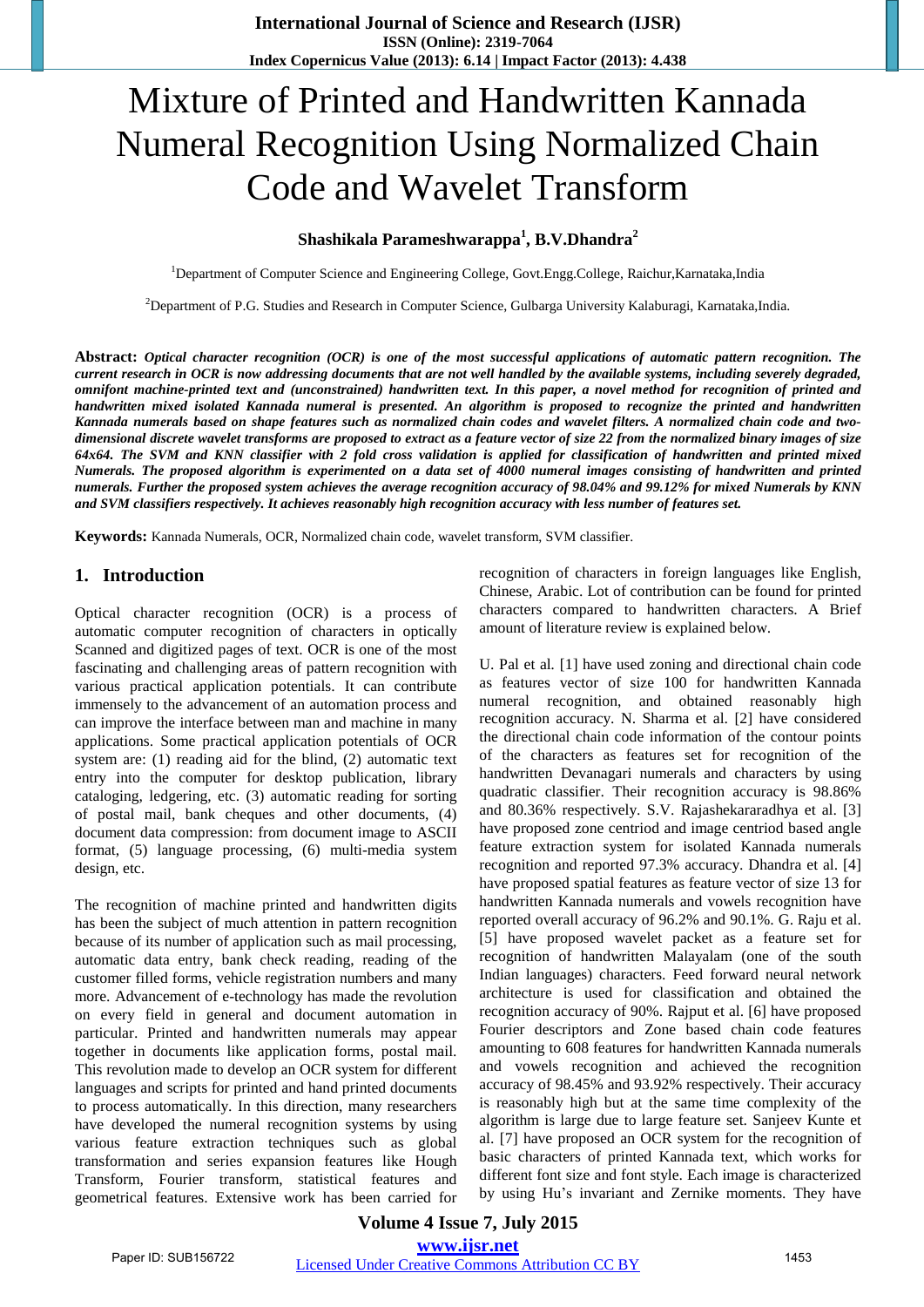# Mixture of Printed and Handwritten Kannada Numeral Recognition Using Normalized Chain Code and Wavelet Transform

**Shashikala Parameshwarappa[1], B.V.Dhandra[2]**

[1]Department of Computer Science and Engineering College, Govt.Engg.College, Raichur,Karnataka,India

[2]Department of P.G. Studies and Research in Computer Science, Gulbarga University Kalaburagi, Karnataka,India.

**Abstract:** ***Optical character recognition (OCR) is one of the most successful applications of automatic pattern recognition. The current research in OCR is now addressing documents that are not well handled by the available systems, including severely degraded, omnifont machine-printed text and (unconstrained) handwritten text. In this paper, a novel method for recognition of printed and handwritten mixed isolated Kannada numeral is presented. An algorithm is proposed to recognize the printed and handwritten Kannada numerals based on shape features such as normalized chain codes and wavelet filters. A normalized chain code and two-dimensional discrete wavelet transforms are proposed to extract as a feature vector of size 22 from the normalized binary images of size 64x64. The SVM and KNN classifier with 2 fold cross validation is applied for classification of handwritten and printed mixed Numerals. The proposed algorithm is experimented on a data set of 4000 numeral images consisting of handwritten and printed numerals. Further the proposed system achieves the average recognition accuracy of 98.04% and 99.12% for mixed Numerals by KNN and SVM classifiers respectively. It achieves reasonably high recognition accuracy with less number of features set.***

**Keywords:** Kannada Numerals, OCR, Normalized chain code, wavelet transform, SVM classifier.

## 1. Introduction

Optical character recognition (OCR) is a process of automatic computer recognition of characters in optically Scanned and digitized pages of text. OCR is one of the most fascinating and challenging areas of pattern recognition with various practical application potentials. It can contribute immensely to the advancement of an automation process and can improve the interface between man and machine in many applications. Some practical application potentials of OCR system are: (1) reading aid for the blind, (2) automatic text entry into the computer for desktop publication, library cataloging, ledgering, etc. (3) automatic reading for sorting of postal mail, bank cheques and other documents, (4) document data compression: from document image to ASCII format, (5) language processing, (6) multi-media system design, etc.

The recognition of machine printed and handwritten digits has been the subject of much attention in pattern recognition because of its number of application such as mail processing, automatic data entry, bank check reading, reading of the customer filled forms, vehicle registration numbers and many more. Advancement of e-technology has made the revolution on every field in general and document automation in particular. Printed and handwritten numerals may appear together in documents like application forms, postal mail. This revolution made to develop an OCR system for different languages and scripts for printed and hand printed documents to process automatically. In this direction, many researchers have developed the numeral recognition systems by using various feature extraction techniques such as global transformation and series expansion features like Hough Transform, Fourier transform, statistical features and geometrical features. Extensive work has been carried for recognition of characters in foreign languages like English, Chinese, Arabic. Lot of contribution can be found for printed characters compared to handwritten characters. A Brief amount of literature review is explained below.

U. Pal et al. [1] have used zoning and directional chain code as features vector of size 100 for handwritten Kannada numeral recognition, and obtained reasonably high recognition accuracy. N. Sharma et al. [2] have considered the directional chain code information of the contour points of the characters as features set for recognition of the handwritten Devanagari numerals and characters by using quadratic classifier. Their recognition accuracy is 98.86% and 80.36% respectively. S.V. Rajashekararadhya et al. [3] have proposed zone centriod and image centriod based angle feature extraction system for isolated Kannada numerals recognition and reported 97.3% accuracy. Dhandra et al. [4] have proposed spatial features as feature vector of size 13 for handwritten Kannada numerals and vowels recognition have reported overall accuracy of 96.2% and 90.1%. G. Raju et al. [5] have proposed wavelet packet as a feature set for recognition of handwritten Malayalam (one of the south Indian languages) characters. Feed forward neural network architecture is used for classification and obtained the recognition accuracy of 90%. Rajput et al. [6] have proposed Fourier descriptors and Zone based chain code features amounting to 608 features for handwritten Kannada numerals and vowels recognition and achieved the recognition accuracy of 98.45% and 93.92% respectively. Their accuracy is reasonably high but at the same time complexity of the algorithm is large due to large feature set. Sanjeev Kunte et al. [7] have proposed an OCR system for the recognition of basic characters of printed Kannada text, which works for different font size and font style. Each image is characterized by using Hu's invariant and Zernike moments. They have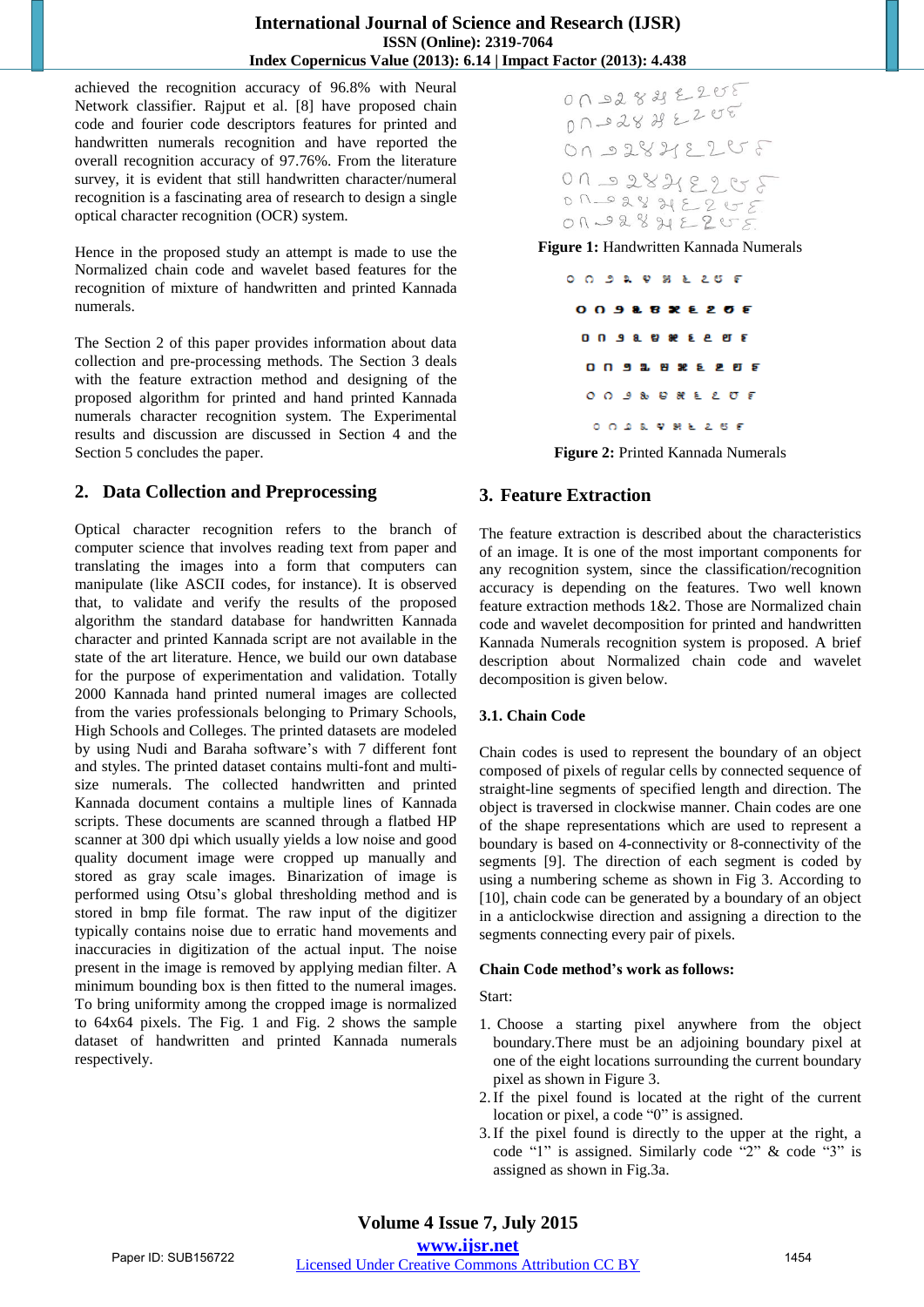achieved the recognition accuracy of 96.8% with Neural Network classifier. Rajput et al. [8] have proposed chain code and fourier code descriptors features for printed and handwritten numerals recognition and have reported the overall recognition accuracy of 97.76%. From the literature survey, it is evident that still handwritten character/numeral recognition is a fascinating area of research to design a single optical character recognition (OCR) system.

Hence in the proposed study an attempt is made to use the Normalized chain code and wavelet based features for the recognition of mixture of handwritten and printed Kannada numerals.

The Section 2 of this paper provides information about data collection and pre-processing methods. The Section 3 deals with the feature extraction method and designing of the proposed algorithm for printed and hand printed Kannada numerals character recognition system. The Experimental results and discussion are discussed in Section 4 and the Section 5 concludes the paper.

## 2. Data Collection and Preprocessing

Optical character recognition refers to the branch of computer science that involves reading text from paper and translating the images into a form that computers can manipulate (like ASCII codes, for instance). It is observed that, to validate and verify the results of the proposed algorithm the standard database for handwritten Kannada character and printed Kannada script are not available in the state of the art literature. Hence, we build our own database for the purpose of experimentation and validation. Totally 2000 Kannada hand printed numeral images are collected from the varies professionals belonging to Primary Schools, High Schools and Colleges. The printed datasets are modeled by using Nudi and Baraha software's with 7 different font and styles. The printed dataset contains multi-font and multi-size numerals. The collected handwritten and printed Kannada document contains a multiple lines of Kannada scripts. These documents are scanned through a flatbed HP scanner at 300 dpi which usually yields a low noise and good quality document image were cropped up manually and stored as gray scale images. Binarization of image is performed using Otsu's global thresholding method and is stored in bmp file format. The raw input of the digitizer typically contains noise due to erratic hand movements and inaccuracies in digitization of the actual input. The noise present in the image is removed by applying median filter. A minimum bounding box is then fitted to the numeral images. To bring uniformity among the cropped image is normalized to 64x64 pixels. The Fig. 1 and Fig. 2 shows the sample dataset of handwritten and printed Kannada numerals respectively.

Figure 1: Handwritten Kannada Numerals

Figure 2: Printed Kannada Numerals

## 3. Feature Extraction

The feature extraction is described about the characteristics of an image. It is one of the most important components for any recognition system, since the classification/recognition accuracy is depending on the features. Two well known feature extraction methods 1&2. Those are Normalized chain code and wavelet decomposition for printed and handwritten Kannada Numerals recognition system is proposed. A brief description about Normalized chain code and wavelet decomposition is given below.

### 3.1. Chain Code

Chain codes is used to represent the boundary of an object composed of pixels of regular cells by connected sequence of straight-line segments of specified length and direction. The object is traversed in clockwise manner. Chain codes are one of the shape representations which are used to represent a boundary is based on 4-connectivity or 8-connectivity of the segments [9]. The direction of each segment is coded by using a numbering scheme as shown in Fig 3. According to [10], chain code can be generated by a boundary of an object in a anticlockwise direction and assigning a direction to the segments connecting every pair of pixels.

**Chain Code method's work as follows:**

Start:

1. Choose a starting pixel anywhere from the object boundary.There must be an adjoining boundary pixel at one of the eight locations surrounding the current boundary pixel as shown in Figure 3.
2. If the pixel found is located at the right of the current location or pixel, a code "0" is assigned.
3. If the pixel found is directly to the upper at the right, a code "1" is assigned. Similarly code "2" & code "3" is assigned as shown in Fig.3a.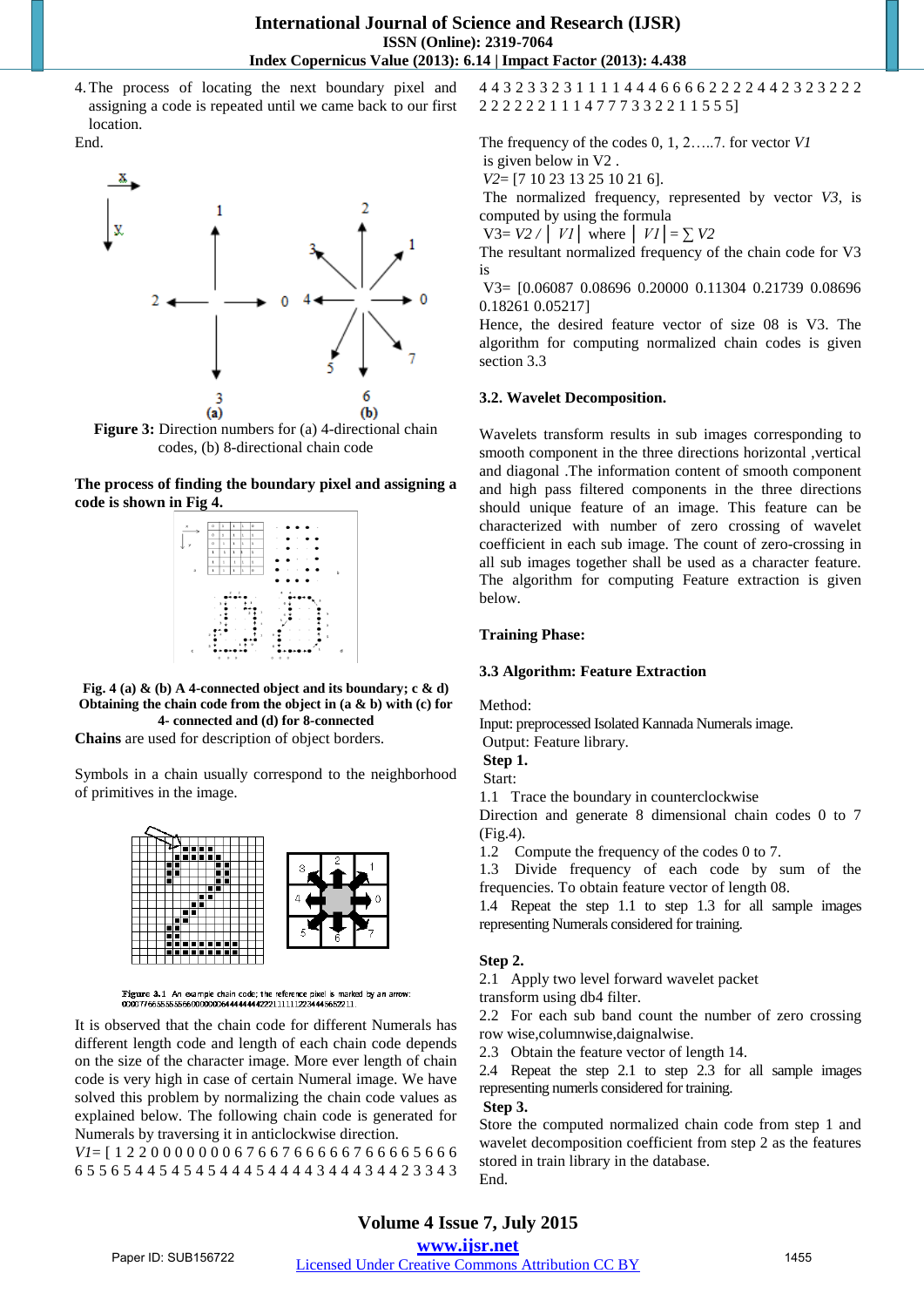4. The process of locating the next boundary pixel and assigning a code is repeated until we came back to our first location.

End.

Figure 3: Direction numbers for (a) 4-directional chain codes, (b) 8-directional chain code

**The process of finding the boundary pixel and assigning a code is shown in Fig 4.**

**Fig. 4 (a) & (b) A 4-connected object and its boundary; c & d) Obtaining the chain code from the object in (a & b) with (c) for 4- connected and (d) for 8-connected**

**Chains** are used for description of object borders.

Symbols in a chain usually correspond to the neighborhood of primitives in the image.

Figure 3.1 An example chain code; the reference pixel is marked by an arrow: 00007766555555660000006444444442221111112234445652211.

It is observed that the chain code for different Numerals has different length code and length of each chain code depends on the size of the character image. More ever length of chain code is very high in case of certain Numeral image. We have solved this problem by normalizing the chain code values as explained below. The following chain code is generated for Numerals by traversing it in anticlockwise direction.

*V1*= [ 1 2 2 0 0 0 0 0 0 0 6 7 6 6 7 6 6 6 6 6 7 6 6 6 6 5 6 6 6 6 5 5 6 5 4 4 5 4 5 4 5 4 4 4 5 4 4 4 4 3 4 4 4 3 4 4 2 3 3 4 3 4 4 3 2 3 3 2 3 1 1 1 1 4 4 4 6 6 6 6 2 2 2 2 4 4 2 3 2 3 2 2 2 2 2 2 2 2 2 1 1 1 4 7 7 7 3 3 2 2 1 1 5 5 5]

The frequency of the codes 0, 1, 2…..7. for vector *V1* is given below in V2 .

*V2*= [7 10 23 13 25 10 21 6].

The normalized frequency, represented by vector *V3*, is computed by using the formula

$V3 = V2 / |V1|$ where $|V1| = \sum V2$

The resultant normalized frequency of the chain code for V3 is

V3= [0.06087 0.08696 0.20000 0.11304 0.21739 0.08696 0.18261 0.05217]

Hence, the desired feature vector of size 08 is V3. The algorithm for computing normalized chain codes is given section 3.3

### 3.2. Wavelet Decomposition.

Wavelets transform results in sub images corresponding to smooth component in the three directions horizontal ,vertical and diagonal .The information content of smooth component and high pass filtered components in the three directions should unique feature of an image. This feature can be characterized with number of zero crossing of wavelet coefficient in each sub image. The count of zero-crossing in all sub images together shall be used as a character feature. The algorithm for computing Feature extraction is given below.

**Training Phase:**

### 3.3 Algorithm: Feature Extraction

Method:

Input: preprocessed Isolated Kannada Numerals image.

Output: Feature library.

**Step 1.**

Start:

1.1 Trace the boundary in counterclockwise Direction and generate 8 dimensional chain codes 0 to 7 (Fig.4).

1.2 Compute the frequency of the codes 0 to 7.

1.3 Divide frequency of each code by sum of the frequencies. To obtain feature vector of length 08.

1.4 Repeat the step 1.1 to step 1.3 for all sample images representing Numerals considered for training.

**Step 2.**

2.1 Apply two level forward wavelet packet transform using db4 filter.

2.2 For each sub band count the number of zero crossing row wise,columnwise,daignalwise.

2.3 Obtain the feature vector of length 14.

2.4 Repeat the step 2.1 to step 2.3 for all sample images representing numerls considered for training.

**Step 3.**

Store the computed normalized chain code from step 1 and wavelet decomposition coefficient from step 2 as the features stored in train library in the database.

End.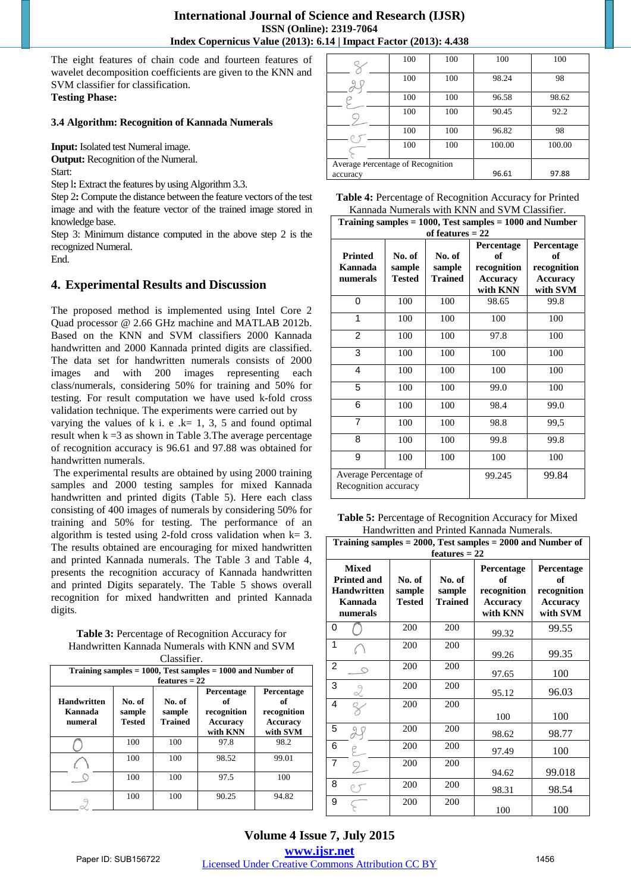The eight features of chain code and fourteen features of wavelet decomposition coefficients are given to the KNN and SVM classifier for classification.

**Testing Phase:**

### 3.4 Algorithm: Recognition of Kannada Numerals

**Input:** Isolated test Numeral image.
**Output:** Recognition of the Numeral.
Start:
Step 1**:** Extract the features by using Algorithm 3.3.
Step 2**:** Compute the distance between the feature vectors of the test image and with the feature vector of the trained image stored in knowledge base.
Step 3: Minimum distance computed in the above step 2 is the recognized Numeral.
End.

## 4. Experimental Results and Discussion

The proposed method is implemented using Intel Core 2 Quad processor @ 2.66 GHz machine and MATLAB 2012b. Based on the KNN and SVM classifiers 2000 Kannada handwritten and 2000 Kannada printed digits are classified. The data set for handwritten numerals consists of 2000 images and with 200 images representing each class/numerals, considering 50% for training and 50% for testing. For result computation we have used k-fold cross validation technique. The experiments were carried out by varying the values of k i. e .k= 1, 3, 5 and found optimal result when k =3 as shown in Table 3.The average percentage of recognition accuracy is 96.61 and 97.88 was obtained for handwritten numerals.

The experimental results are obtained by using 2000 training samples and 2000 testing samples for mixed Kannada handwritten and printed digits (Table 5). Here each class consisting of 400 images of numerals by considering 50% for training and 50% for testing. The performance of an algorithm is tested using 2-fold cross validation when k= 3. The results obtained are encouraging for mixed handwritten and printed Kannada numerals. The Table 3 and Table 4, presents the recognition accuracy of Kannada handwritten and printed Digits separately. The Table 5 shows overall recognition for mixed handwritten and printed Kannada digits.

**Table 3:** Percentage of Recognition Accuracy for Handwritten Kannada Numerals with KNN and SVM Classifier.

| Training samples = 1000, Test samples = 1000 and Number of features = 22 | | | | |
|---|---|---|---|---|
| **Handwritten Kannada numeral** | **No. of sample Tested** | **No. of sample Trained** | **Percentage of recognition Accuracy with KNN** | **Percentage of recognition Accuracy with SVM** |
| | 100 | 100 | 97.8 | 98.2 |
| | 100 | 100 | 98.52 | 99.01 |
| | 100 | 100 | 97.5 | 100 |
| | 100 | 100 | 90.25 | 94.82 |
| | 100 | 100 | 100 | 100 |
| | 100 | 100 | 98.24 | 98 |
| | 100 | 100 | 96.58 | 98.62 |
| | 100 | 100 | 90.45 | 92.2 |
| | 100 | 100 | 96.82 | 98 |
| | 100 | 100 | 100.00 | 100.00 |
| Average Percentage of Recognition accuracy | | | 96.61 | 97.88 |

**Table 4:** Percentage of Recognition Accuracy for Printed Kannada Numerals with KNN and SVM Classifier.

| Training samples = 1000, Test samples = 1000 and Number of features = 22 | | | | |
|---|---|---|---|---|
| **Printed Kannada numerals** | **No. of sample Tested** | **No. of sample Trained** | **Percentage of recognition Accuracy with KNN** | **Percentage of recognition Accuracy with SVM** |
| 0 | 100 | 100 | 98.65 | 99.8 |
| 1 | 100 | 100 | 100 | 100 |
| 2 | 100 | 100 | 97.8 | 100 |
| 3 | 100 | 100 | 100 | 100 |
| 4 | 100 | 100 | 100 | 100 |
| 5 | 100 | 100 | 99.0 | 100 |
| 6 | 100 | 100 | 98.4 | 99.0 |
| 7 | 100 | 100 | 98.8 | 99,5 |
| 8 | 100 | 100 | 99.8 | 99.8 |
| 9 | 100 | 100 | 100 | 100 |
| Average Percentage of Recognition accuracy | | | 99.245 | 99.84 |

**Table 5:** Percentage of Recognition Accuracy for Mixed Handwritten and Printed Kannada Numerals.

| Training samples = 2000, Test samples = 2000 and Number of features = 22 | | | | |
|---|---|---|---|---|
| **Mixed Printed and Handwritten Kannada numerals** | **No. of sample Tested** | **No. of sample Trained** | **Percentage of recognition Accuracy with KNN** | **Percentage of recognition Accuracy with SVM** |
| 0 | 200 | 200 | 99.32 | 99.55 |
| 1 | 200 | 200 | 99.26 | 99.35 |
| 2 | 200 | 200 | 97.65 | 100 |
| 3 | 200 | 200 | 95.12 | 96.03 |
| 4 | 200 | 200 | 100 | 100 |
| 5 | 200 | 200 | 98.62 | 98.77 |
| 6 | 200 | 200 | 97.49 | 100 |
| 7 | 200 | 200 | 94.62 | 99.018 |
| 8 | 200 | 200 | 98.31 | 98.54 |
| 9 | 200 | 200 | 100 | 100 |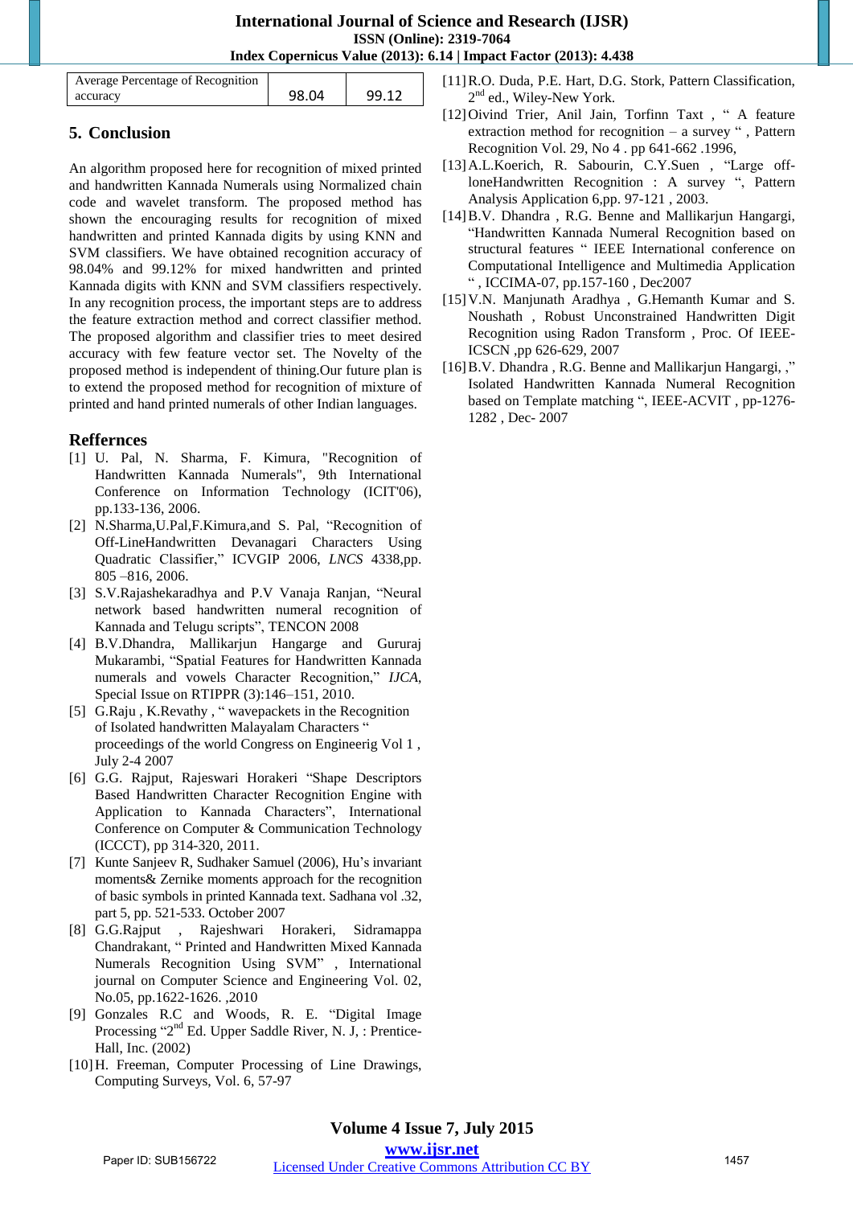| | | |
|---|---|---|
| Average Percentage of Recognition accuracy | 98.04 | 99.12 |

## 5. Conclusion

An algorithm proposed here for recognition of mixed printed and handwritten Kannada Numerals using Normalized chain code and wavelet transform. The proposed method has shown the encouraging results for recognition of mixed handwritten and printed Kannada digits by using KNN and SVM classifiers. We have obtained recognition accuracy of 98.04% and 99.12% for mixed handwritten and printed Kannada digits with KNN and SVM classifiers respectively. In any recognition process, the important steps are to address the feature extraction method and correct classifier method. The proposed algorithm and classifier tries to meet desired accuracy with few feature vector set. The Novelty of the proposed method is independent of thining.Our future plan is to extend the proposed method for recognition of mixture of printed and hand printed numerals of other Indian languages.

## Refferences

[1] U. Pal, N. Sharma, F. Kimura, "Recognition of Handwritten Kannada Numerals", 9th International Conference on Information Technology (ICIT'06), pp.133-136, 2006.

[2] N.Sharma,U.Pal,F.Kimura,and S. Pal, "Recognition of Off-LineHandwritten Devanagari Characters Using Quadratic Classifier," ICVGIP 2006, *LNCS* 4338,pp. 805 –816, 2006.

[3] S.V.Rajashekaradhya and P.V Vanaja Ranjan, "Neural network based handwritten numeral recognition of Kannada and Telugu scripts", TENCON 2008

[4] B.V.Dhandra, Mallikarjun Hangarge and Gururaj Mukarambi, "Spatial Features for Handwritten Kannada numerals and vowels Character Recognition," *IJCA*, Special Issue on RTIPPR (3):146–151, 2010.

[5] G.Raju , K.Revathy , " wavepackets in the Recognition of Isolated handwritten Malayalam Characters " proceedings of the world Congress on Engineerig Vol 1 , July 2-4 2007

[6] G.G. Rajput, Rajeswari Horakeri "Shape Descriptors Based Handwritten Character Recognition Engine with Application to Kannada Characters", International Conference on Computer & Communication Technology (ICCCT), pp 314-320, 2011.

[7] Kunte Sanjeev R, Sudhaker Samuel (2006), Hu's invariant moments& Zernike moments approach for the recognition of basic symbols in printed Kannada text. Sadhana vol .32, part 5, pp. 521-533. October 2007

[8] G.G.Rajput , Rajeshwari Horakeri, Sidramappa Chandrakant, " Printed and Handwritten Mixed Kannada Numerals Recognition Using SVM" , International journal on Computer Science and Engineering Vol. 02, No.05, pp.1622-1626. ,2010

[9] Gonzales R.C and Woods, R. E. "Digital Image Processing "2nd Ed. Upper Saddle River, N. J, : Prentice-Hall, Inc. (2002)

[10] H. Freeman, Computer Processing of Line Drawings, Computing Surveys, Vol. 6, 57-97

[11] R.O. Duda, P.E. Hart, D.G. Stork, Pattern Classification, 2nd ed., Wiley-New York.

[12] Oivind Trier, Anil Jain, Torfinn Taxt , " A feature extraction method for recognition – a survey " , Pattern Recognition Vol. 29, No 4 . pp 641-662 .1996,

[13] A.L.Koerich, R. Sabourin, C.Y.Suen , "Large off-loneHandwritten Recognition : A survey ", Pattern Analysis Application 6,pp. 97-121 , 2003.

[14] B.V. Dhandra , R.G. Benne and Mallikarjun Hangargi, "Handwritten Kannada Numeral Recognition based on structural features " IEEE International conference on Computational Intelligence and Multimedia Application " , ICCIMA-07, pp.157-160 , Dec2007

[15] V.N. Manjunath Aradhya , G.Hemanth Kumar and S. Noushath , Robust Unconstrained Handwritten Digit Recognition using Radon Transform , Proc. Of IEEE-ICSCN ,pp 626-629, 2007

[16] B.V. Dhandra , R.G. Benne and Mallikarjun Hangargi, ," Isolated Handwritten Kannada Numeral Recognition based on Template matching ", IEEE-ACVIT , pp-1276-1282 , Dec- 2007